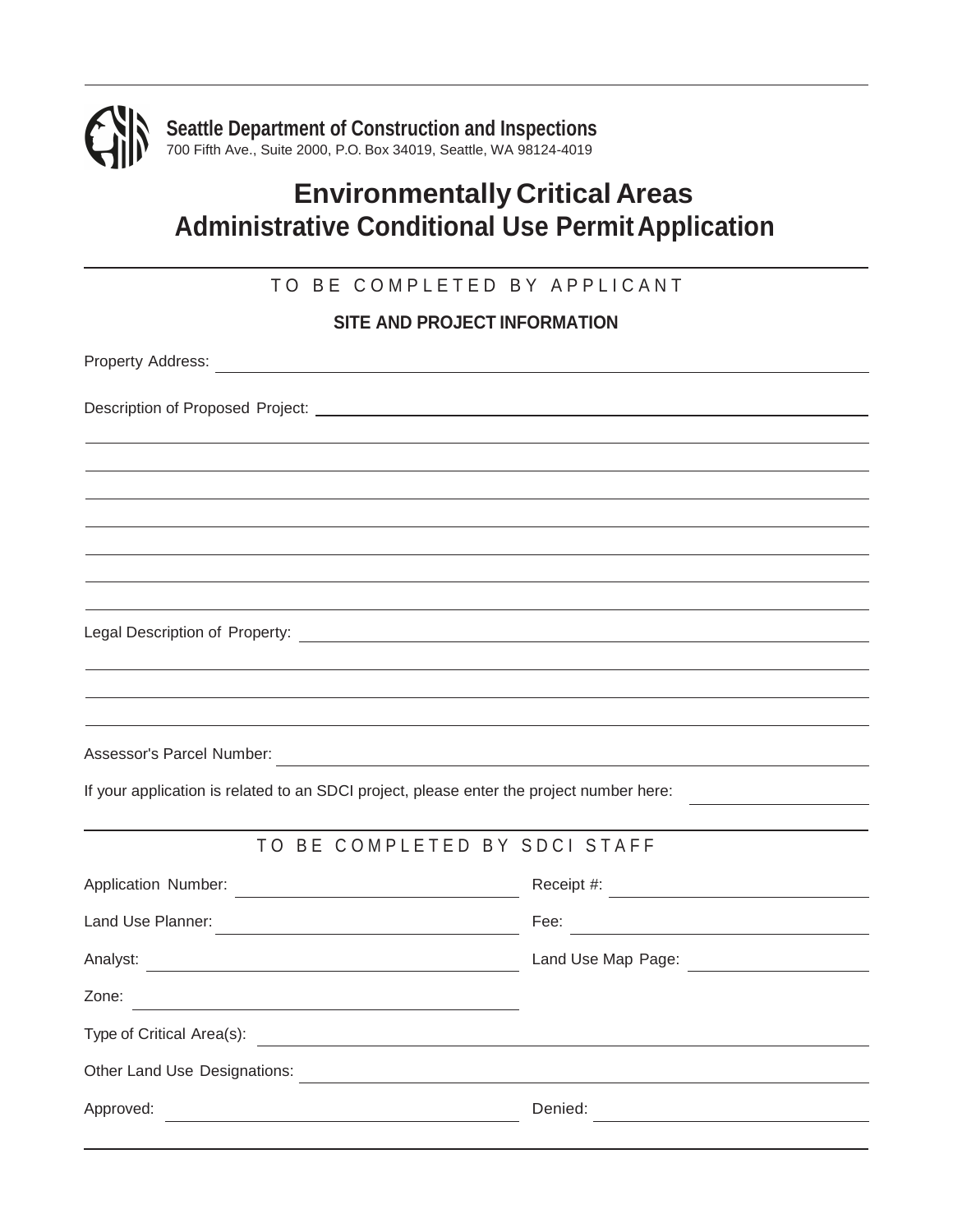**Seattle Department of Construction and Inspections**
700 Fifth Ave., Suite 2000, P.O. Box 34019, Seattle, WA 98124-4019

# Environmentally Critical Areas Administrative Conditional Use Permit Application

## TO BE COMPLETED BY APPLICANT

### SITE AND PROJECT INFORMATION

Property Address: ______________________________

Description of Proposed Project: ______________________________

______________________________

______________________________

______________________________

______________________________

______________________________

______________________________

______________________________

Legal Description of Property: ______________________________

______________________________

______________________________

______________________________

Assessor's Parcel Number: ______________________________

If your application is related to an SDCI project, please enter the project number here: ______________

## TO BE COMPLETED BY SDCI STAFF

Application Number: ______________ Receipt #: ______________

Land Use Planner: ______________ Fee: ______________

Analyst: ______________ Land Use Map Page: ______________

Zone: ______________

Type of Critical Area(s): ______________________________

Other Land Use Designations: ______________________________

Approved: ______________ Denied: ______________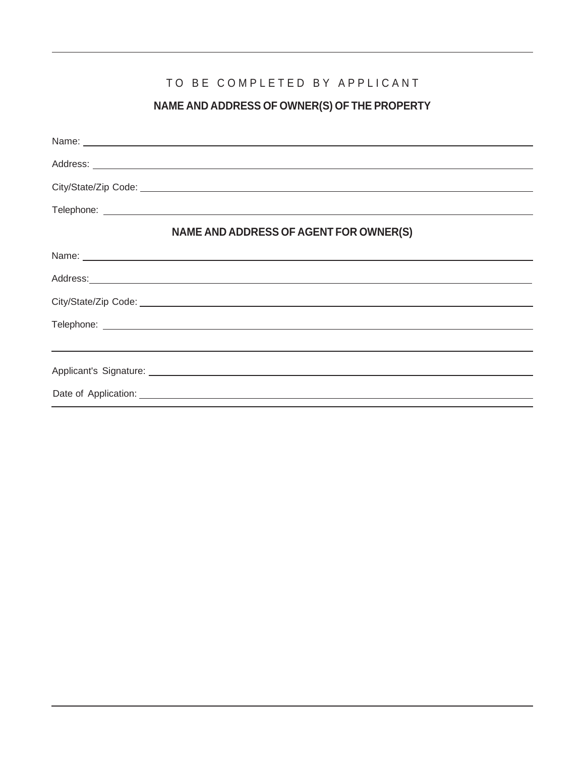TO BE COMPLETED BY APPLICANT

## NAME AND ADDRESS OF OWNER(S) OF THE PROPERTY

Name: ______________________________

Address: ______________________________

City/State/Zip Code: ______________________________

Telephone: ______________________________

## NAME AND ADDRESS OF AGENT FOR OWNER(S)

Name: ______________________________

Address: ______________________________

City/State/Zip Code: ______________________________

Telephone: ______________________________

---

Applicant's Signature: ______________________________

Date of Application: ______________________________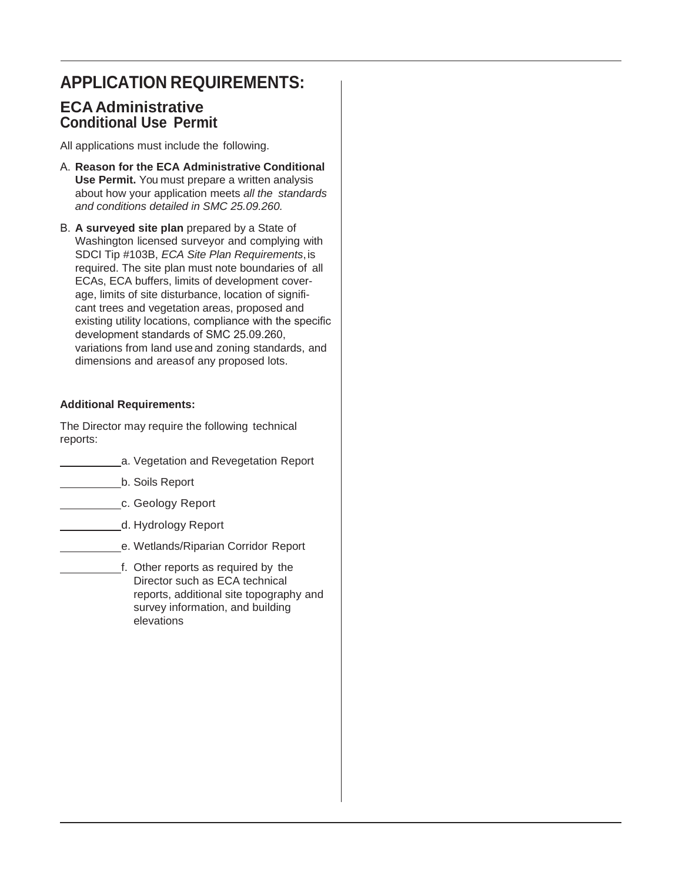# APPLICATION REQUIREMENTS:

## ECA Administrative Conditional Use Permit

All applications must include the following.

A. **Reason for the ECA Administrative Conditional Use Permit.** You must prepare a written analysis about how your application meets *all the standards and conditions detailed in SMC 25.09.260.*

B. **A surveyed site plan** prepared by a State of Washington licensed surveyor and complying with SDCI Tip #103B, *ECA Site Plan Requirements*, is required. The site plan must note boundaries of all ECAs, ECA buffers, limits of development coverage, limits of site disturbance, location of significant trees and vegetation areas, proposed and existing utility locations, compliance with the specific development standards of SMC 25.09.260, variations from land use and zoning standards, and dimensions and areas of any proposed lots.

**Additional Requirements:**

The Director may require the following technical reports:

__________ a. Vegetation and Revegetation Report

__________ b. Soils Report

__________ c. Geology Report

__________ d. Hydrology Report

__________ e. Wetlands/Riparian Corridor Report

__________ f. Other reports as required by the Director such as ECA technical reports, additional site topography and survey information, and building elevations